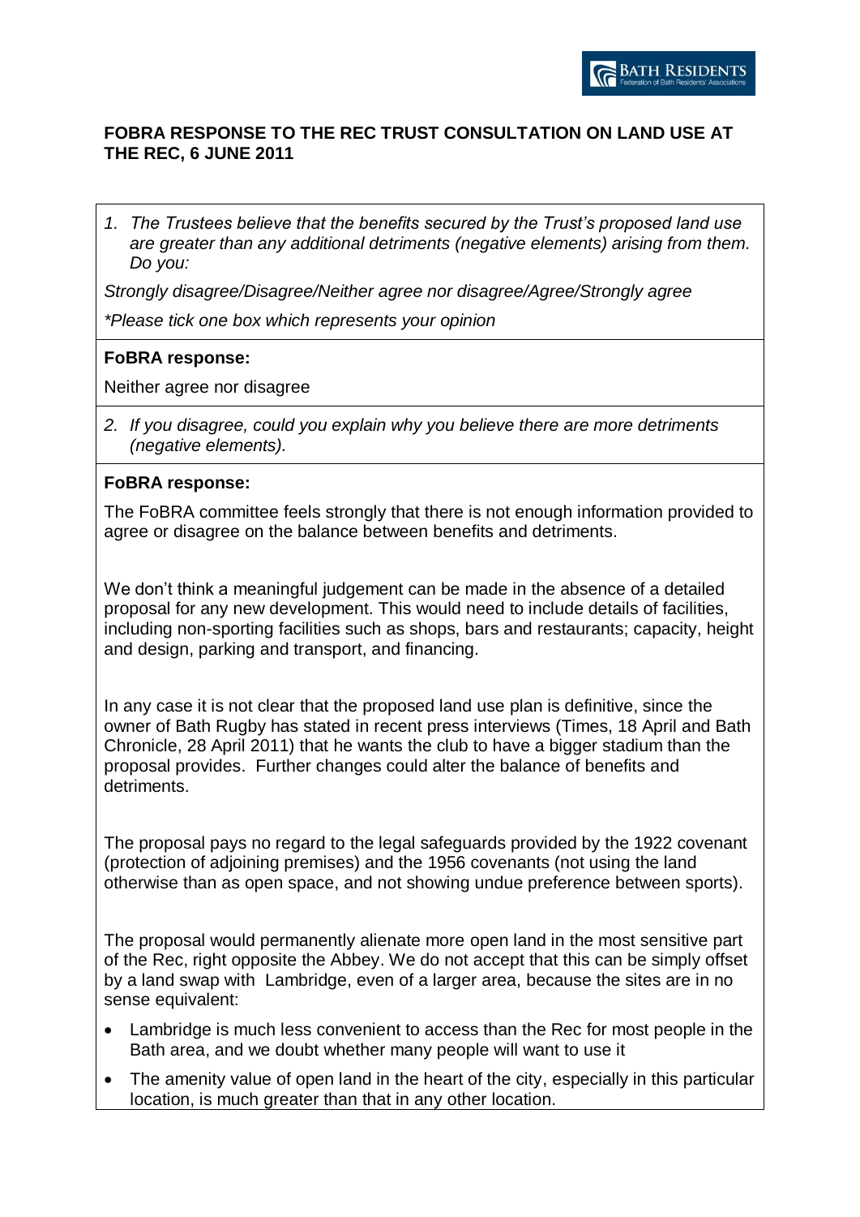**FOBRA RESPONSE TO THE REC TRUST CONSULTATION ON LAND USE AT THE REC, 6 JUNE 2011**

1. *The Trustees believe that the benefits secured by the Trust's proposed land use are greater than any additional detriments (negative elements) arising from them. Do you:*

*Strongly disagree/Disagree/Neither agree nor disagree/Agree/Strongly agree*

*\*Please tick one box which represents your opinion*

**FoBRA response:**

Neither agree nor disagree

2. *If you disagree, could you explain why you believe there are more detriments (negative elements).*

**FoBRA response:**

The FoBRA committee feels strongly that there is not enough information provided to agree or disagree on the balance between benefits and detriments.

We don't think a meaningful judgement can be made in the absence of a detailed proposal for any new development. This would need to include details of facilities, including non-sporting facilities such as shops, bars and restaurants; capacity, height and design, parking and transport, and financing.

In any case it is not clear that the proposed land use plan is definitive, since the owner of Bath Rugby has stated in recent press interviews (Times, 18 April and Bath Chronicle, 28 April 2011) that he wants the club to have a bigger stadium than the proposal provides. Further changes could alter the balance of benefits and detriments.

The proposal pays no regard to the legal safeguards provided by the 1922 covenant (protection of adjoining premises) and the 1956 covenants (not using the land otherwise than as open space, and not showing undue preference between sports).

The proposal would permanently alienate more open land in the most sensitive part of the Rec, right opposite the Abbey. We do not accept that this can be simply offset by a land swap with Lambridge, even of a larger area, because the sites are in no sense equivalent:

- Lambridge is much less convenient to access than the Rec for most people in the Bath area, and we doubt whether many people will want to use it
- The amenity value of open land in the heart of the city, especially in this particular location, is much greater than that in any other location.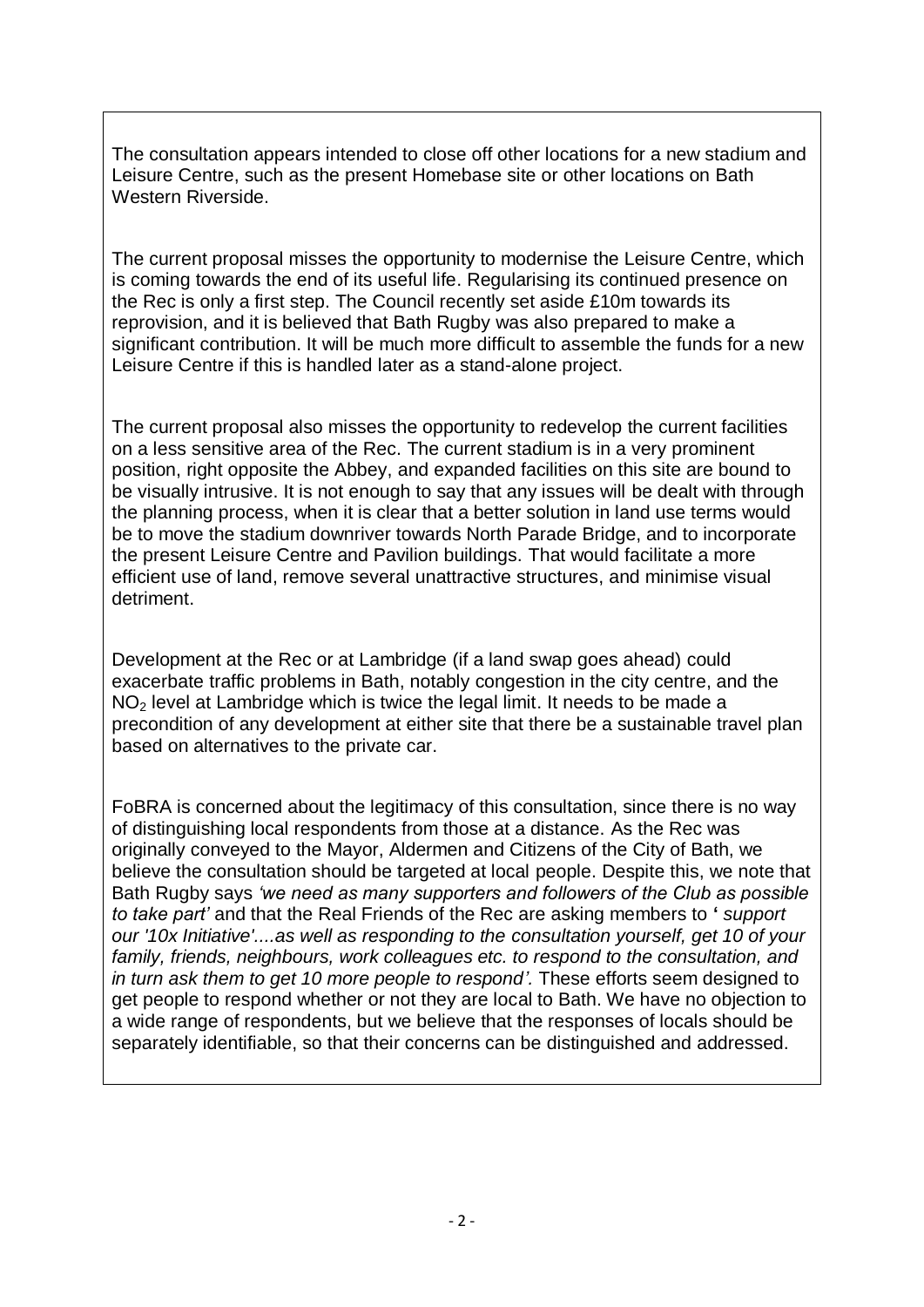The consultation appears intended to close off other locations for a new stadium and Leisure Centre, such as the present Homebase site or other locations on Bath Western Riverside.

The current proposal misses the opportunity to modernise the Leisure Centre, which is coming towards the end of its useful life. Regularising its continued presence on the Rec is only a first step. The Council recently set aside £10m towards its reprovision, and it is believed that Bath Rugby was also prepared to make a significant contribution. It will be much more difficult to assemble the funds for a new Leisure Centre if this is handled later as a stand-alone project.

The current proposal also misses the opportunity to redevelop the current facilities on a less sensitive area of the Rec. The current stadium is in a very prominent position, right opposite the Abbey, and expanded facilities on this site are bound to be visually intrusive. It is not enough to say that any issues will be dealt with through the planning process, when it is clear that a better solution in land use terms would be to move the stadium downriver towards North Parade Bridge, and to incorporate the present Leisure Centre and Pavilion buildings. That would facilitate a more efficient use of land, remove several unattractive structures, and minimise visual detriment.

Development at the Rec or at Lambridge (if a land swap goes ahead) could exacerbate traffic problems in Bath, notably congestion in the city centre, and the $NO_2$ level at Lambridge which is twice the legal limit. It needs to be made a precondition of any development at either site that there be a sustainable travel plan based on alternatives to the private car.

FoBRA is concerned about the legitimacy of this consultation, since there is no way of distinguishing local respondents from those at a distance. As the Rec was originally conveyed to the Mayor, Aldermen and Citizens of the City of Bath, we believe the consultation should be targeted at local people. Despite this, we note that Bath Rugby says *'we need as many supporters and followers of the Club as possible to take part'* and that the Real Friends of the Rec are asking members to **'** *support our '10x Initiative'....as well as responding to the consultation yourself, get 10 of your family, friends, neighbours, work colleagues etc. to respond to the consultation, and in turn ask them to get 10 more people to respond'.* These efforts seem designed to get people to respond whether or not they are local to Bath. We have no objection to a wide range of respondents, but we believe that the responses of locals should be separately identifiable, so that their concerns can be distinguished and addressed.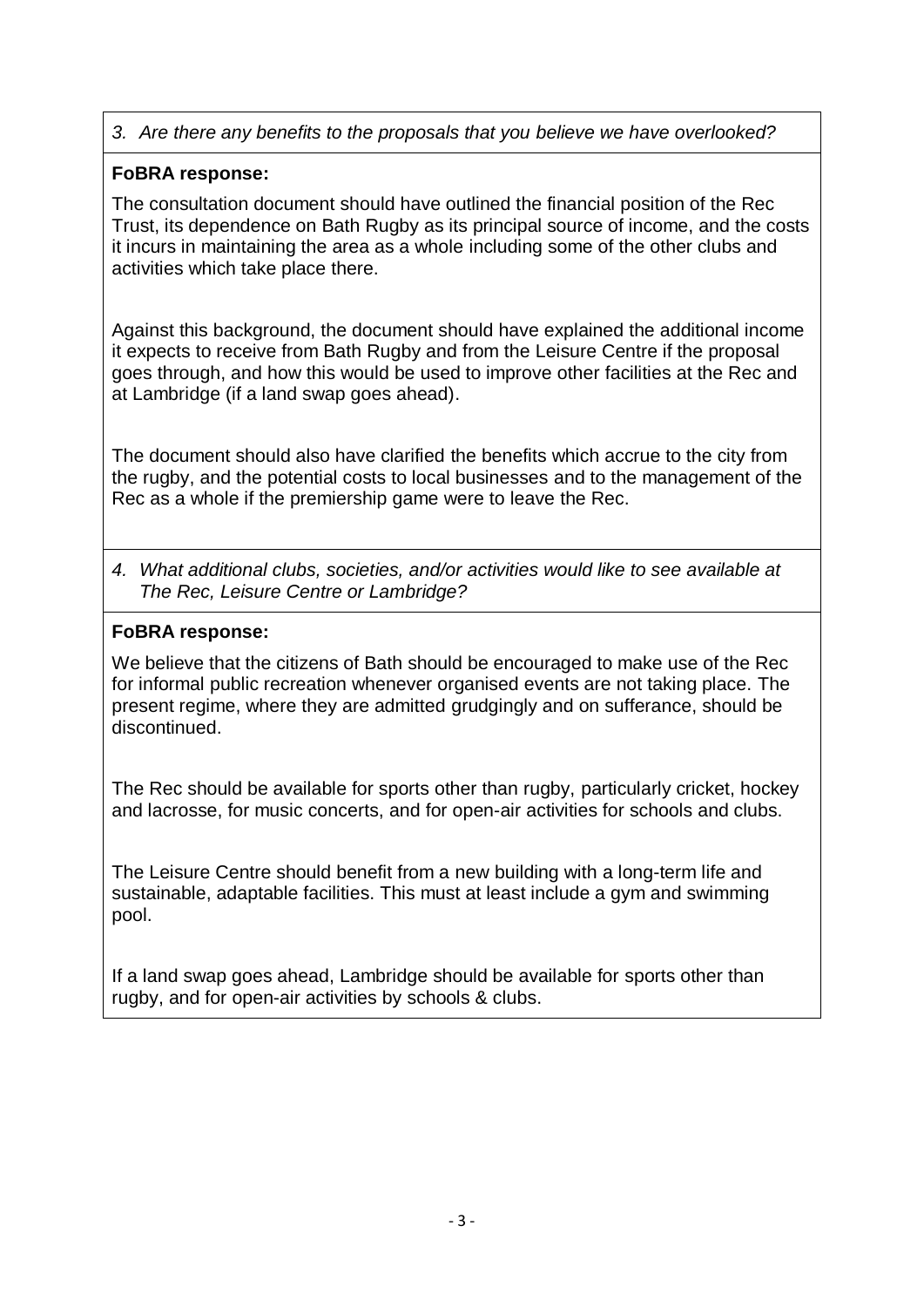*3. Are there any benefits to the proposals that you believe we have overlooked?*

**FoBRA response:**

The consultation document should have outlined the financial position of the Rec Trust, its dependence on Bath Rugby as its principal source of income, and the costs it incurs in maintaining the area as a whole including some of the other clubs and activities which take place there.

Against this background, the document should have explained the additional income it expects to receive from Bath Rugby and from the Leisure Centre if the proposal goes through, and how this would be used to improve other facilities at the Rec and at Lambridge (if a land swap goes ahead).

The document should also have clarified the benefits which accrue to the city from the rugby, and the potential costs to local businesses and to the management of the Rec as a whole if the premiership game were to leave the Rec.

*4. What additional clubs, societies, and/or activities would like to see available at The Rec, Leisure Centre or Lambridge?*

**FoBRA response:**

We believe that the citizens of Bath should be encouraged to make use of the Rec for informal public recreation whenever organised events are not taking place. The present regime, where they are admitted grudgingly and on sufferance, should be discontinued.

The Rec should be available for sports other than rugby, particularly cricket, hockey and lacrosse, for music concerts, and for open-air activities for schools and clubs.

The Leisure Centre should benefit from a new building with a long-term life and sustainable, adaptable facilities. This must at least include a gym and swimming pool.

If a land swap goes ahead, Lambridge should be available for sports other than rugby, and for open-air activities by schools & clubs.